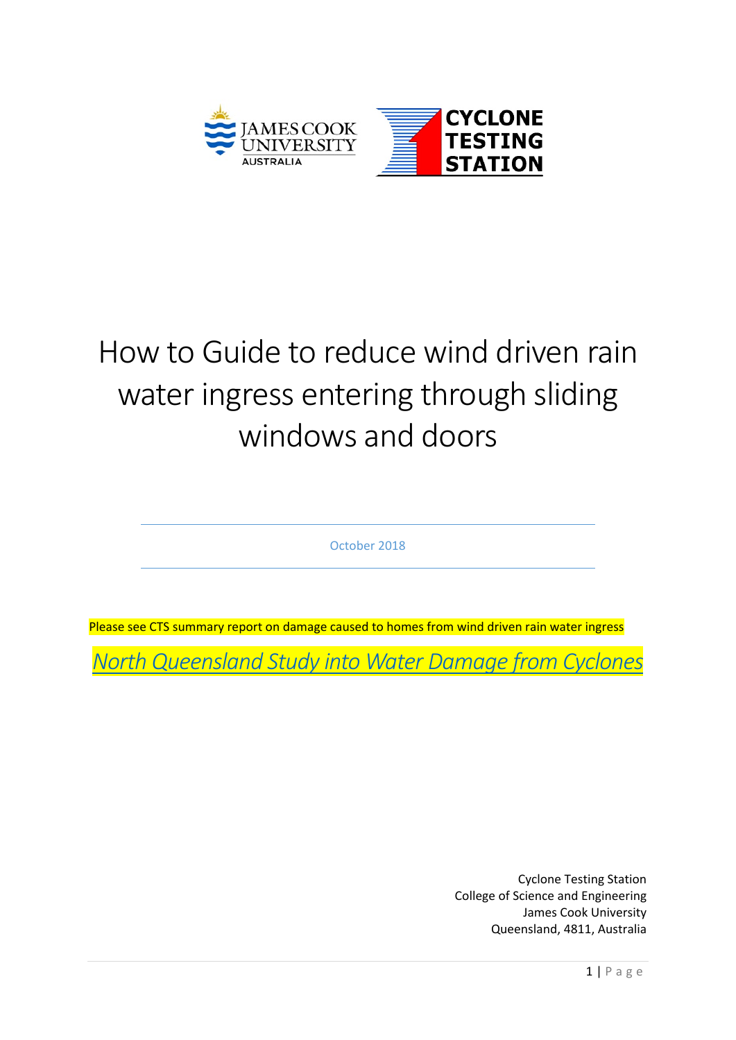JAMES COOK UNIVERSITY AUSTRALIA

CYCLONE TESTING STATION

# How to Guide to reduce wind driven rain water ingress entering through sliding windows and doors

October 2018

Please see CTS summary report on damage caused to homes from wind driven rain water ingress

*North Queensland Study into Water Damage from Cyclones*

Cyclone Testing Station
College of Science and Engineering
James Cook University
Queensland, 4811, Australia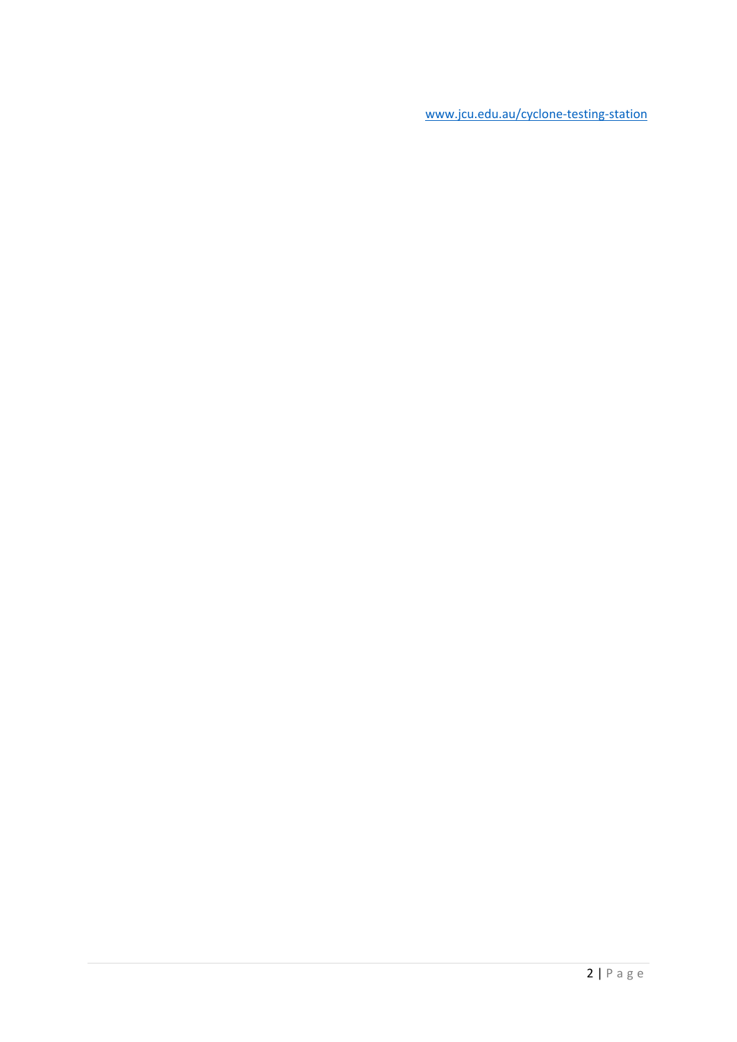www.jcu.edu.au/cyclone-testing-station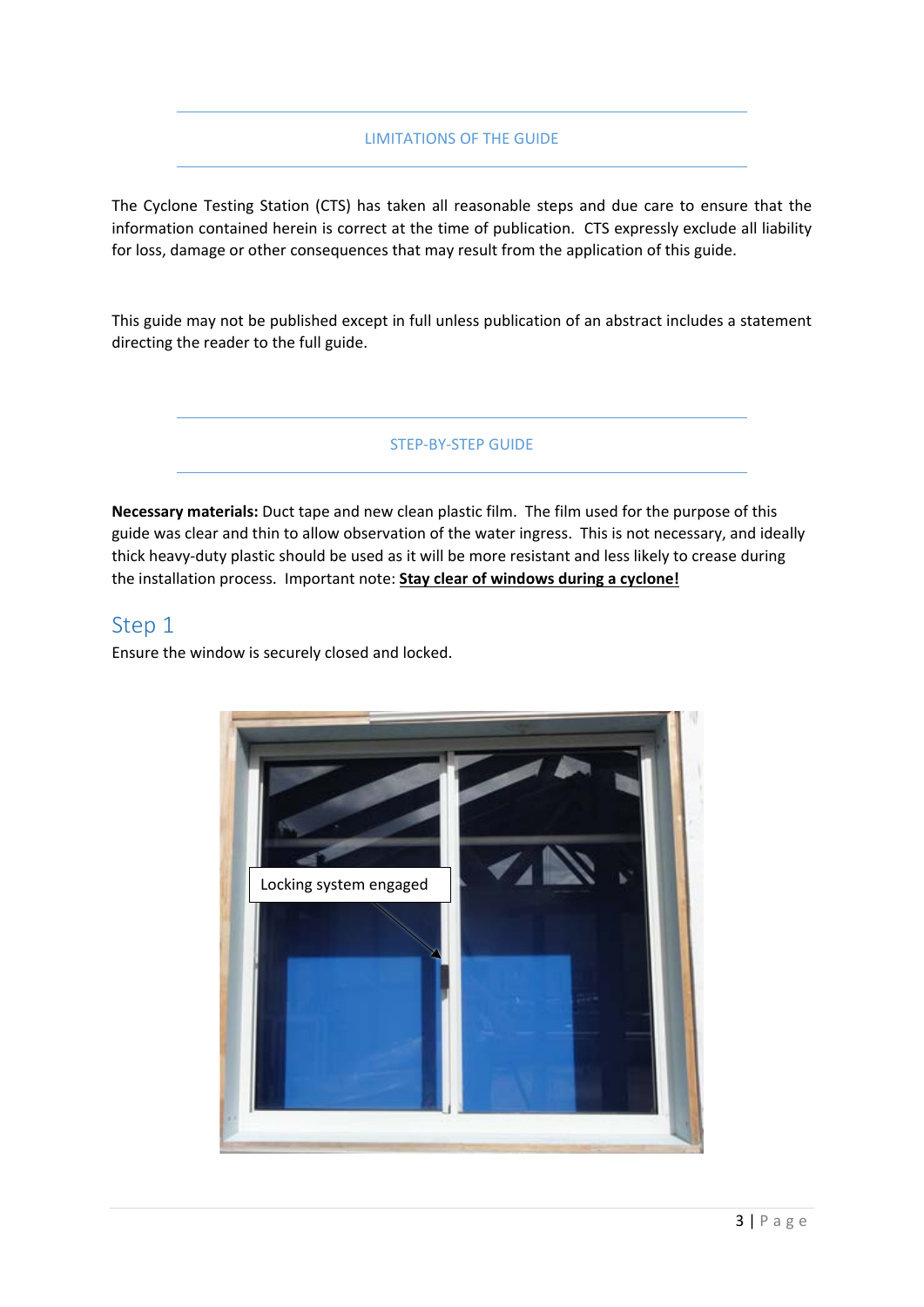## LIMITATIONS OF THE GUIDE

The Cyclone Testing Station (CTS) has taken all reasonable steps and due care to ensure that the information contained herein is correct at the time of publication. CTS expressly exclude all liability for loss, damage or other consequences that may result from the application of this guide.

This guide may not be published except in full unless publication of an abstract includes a statement directing the reader to the full guide.

## STEP-BY-STEP GUIDE

**Necessary materials:** Duct tape and new clean plastic film. The film used for the purpose of this guide was clear and thin to allow observation of the water ingress. This is not necessary, and ideally thick heavy-duty plastic should be used as it will be more resistant and less likely to crease during the installation process. Important note: **Stay clear of windows during a cyclone!**

### Step 1

Ensure the window is securely closed and locked.

Locking system engaged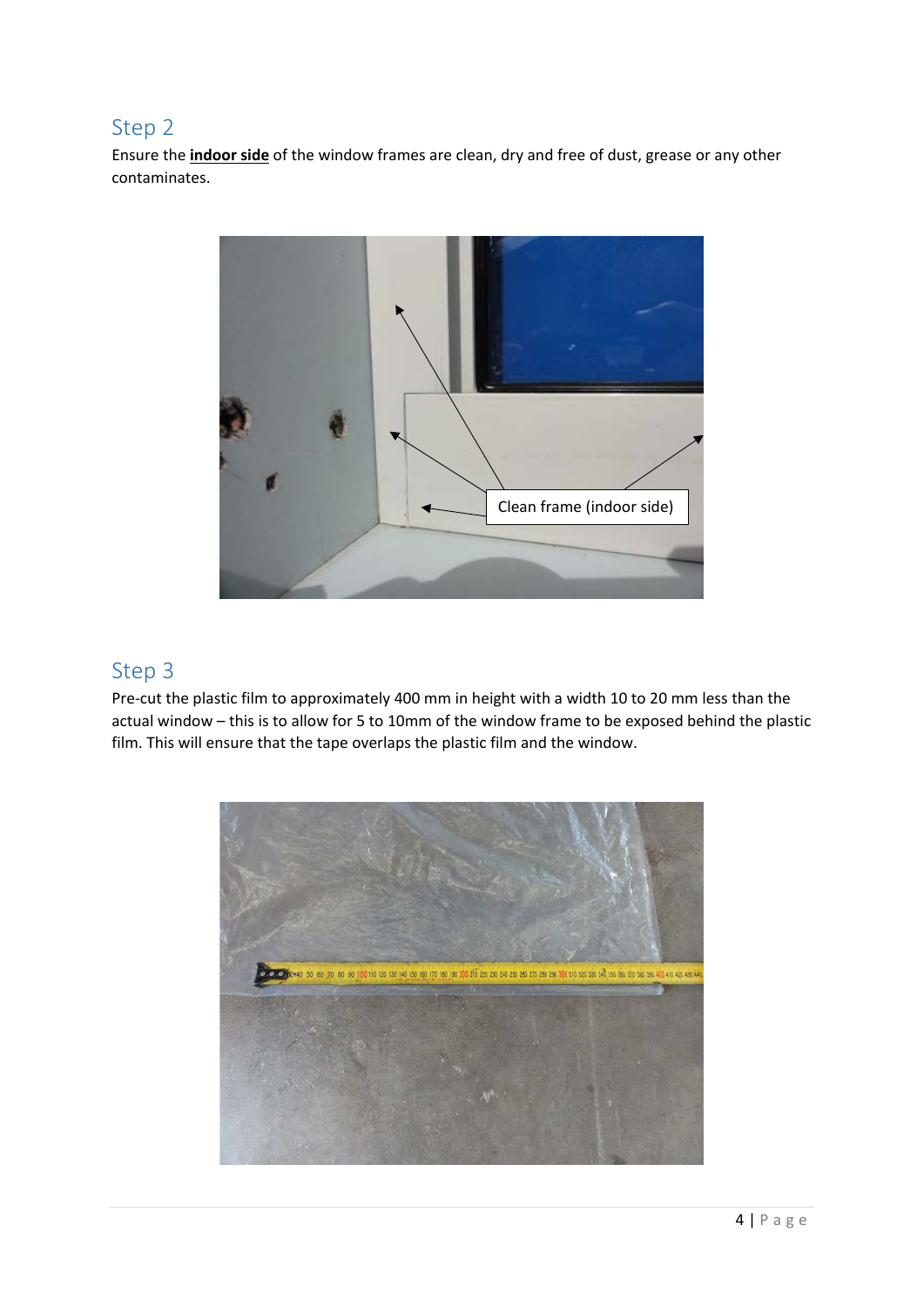## Step 2

Ensure the **indoor side** of the window frames are clean, dry and free of dust, grease or any other contaminates.

## Step 3

Pre-cut the plastic film to approximately 400 mm in height with a width 10 to 20 mm less than the actual window – this is to allow for 5 to 10mm of the window frame to be exposed behind the plastic film. This will ensure that the tape overlaps the plastic film and the window.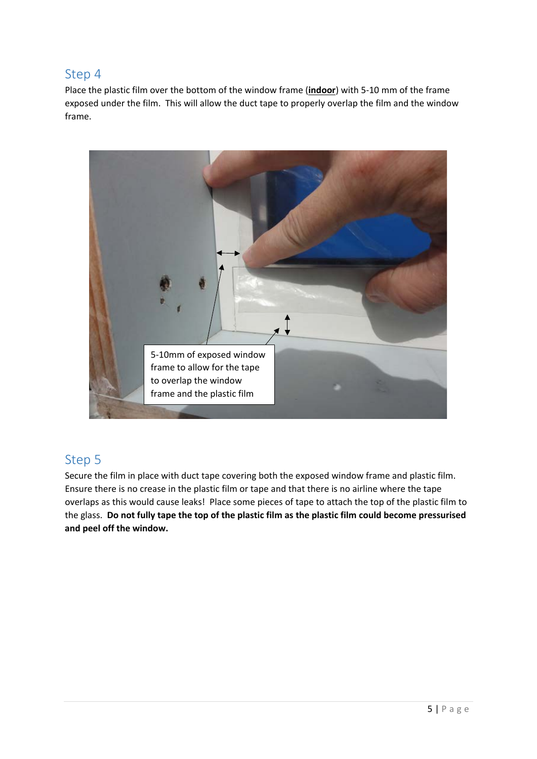## Step 4

Place the plastic film over the bottom of the window frame (**indoor**) with 5-10 mm of the frame exposed under the film. This will allow the duct tape to properly overlap the film and the window frame.

## Step 5

Secure the film in place with duct tape covering both the exposed window frame and plastic film. Ensure there is no crease in the plastic film or tape and that there is no airline where the tape overlaps as this would cause leaks! Place some pieces of tape to attach the top of the plastic film to the glass. **Do not fully tape the top of the plastic film as the plastic film could become pressurised and peel off the window.**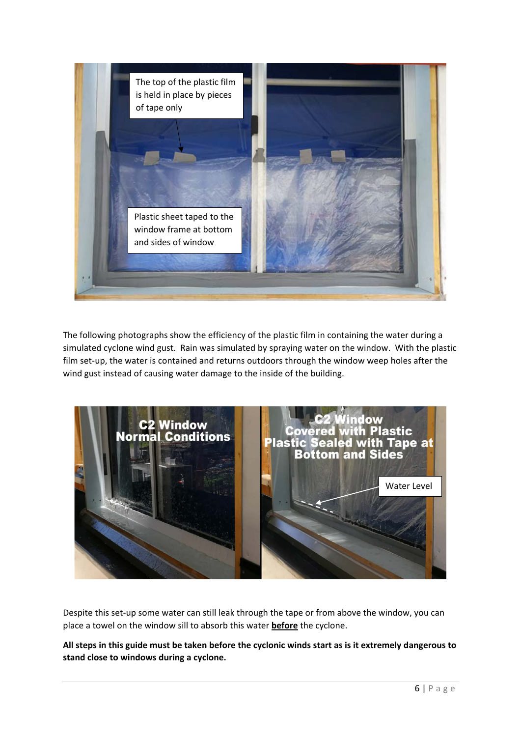The top of the plastic film is held in place by pieces of tape only

Plastic sheet taped to the window frame at bottom and sides of window

The following photographs show the efficiency of the plastic film in containing the water during a simulated cyclone wind gust. Rain was simulated by spraying water on the window. With the plastic film set-up, the water is contained and returns outdoors through the window weep holes after the wind gust instead of causing water damage to the inside of the building.

C2 Window Normal Conditions

C2 Window Covered with Plastic Plastic Sealed with Tape at Bottom and Sides

Water Level

Despite this set-up some water can still leak through the tape or from above the window, you can place a towel on the window sill to absorb this water **before** the cyclone.

**All steps in this guide must be taken before the cyclonic winds start as is it extremely dangerous to stand close to windows during a cyclone.**